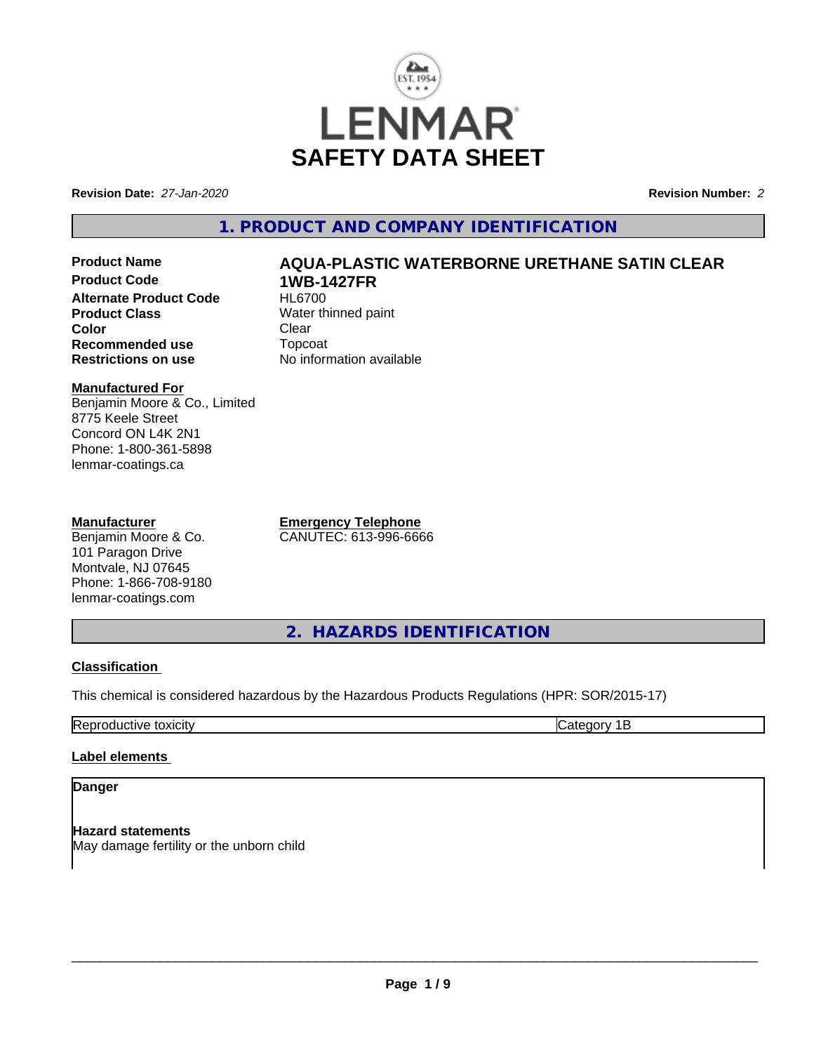# SAFETY DATA SHEET

**Revision Date:** *27-Jan-2020* **Revision Number:** *2*

## 1. PRODUCT AND COMPANY IDENTIFICATION

| | |
|---|---|
| **Product Name** | **AQUA-PLASTIC WATERBORNE URETHANE SATIN CLEAR** |
| **Product Code** | **1WB-1427FR** |
| **Alternate Product Code** | HL6700 |
| **Product Class** | Water thinned paint |
| **Color** | Clear |
| **Recommended use** | Topcoat |
| **Restrictions on use** | No information available |

**Manufactured For**
Benjamin Moore & Co., Limited
8775 Keele Street
Concord ON L4K 2N1
Phone: 1-800-361-5898
lenmar-coatings.ca

**Manufacturer**
Benjamin Moore & Co.
101 Paragon Drive
Montvale, NJ 07645
Phone: 1-866-708-9180
lenmar-coatings.com

**Emergency Telephone**
CANUTEC: 613-996-6666

## 2. HAZARDS IDENTIFICATION

**Classification**

This chemical is considered hazardous by the Hazardous Products Regulations (HPR: SOR/2015-17)

| | |
|---|---|
| Reproductive toxicity | Category 1B |

**Label elements**

**Danger**

**Hazard statements**
May damage fertility or the unborn child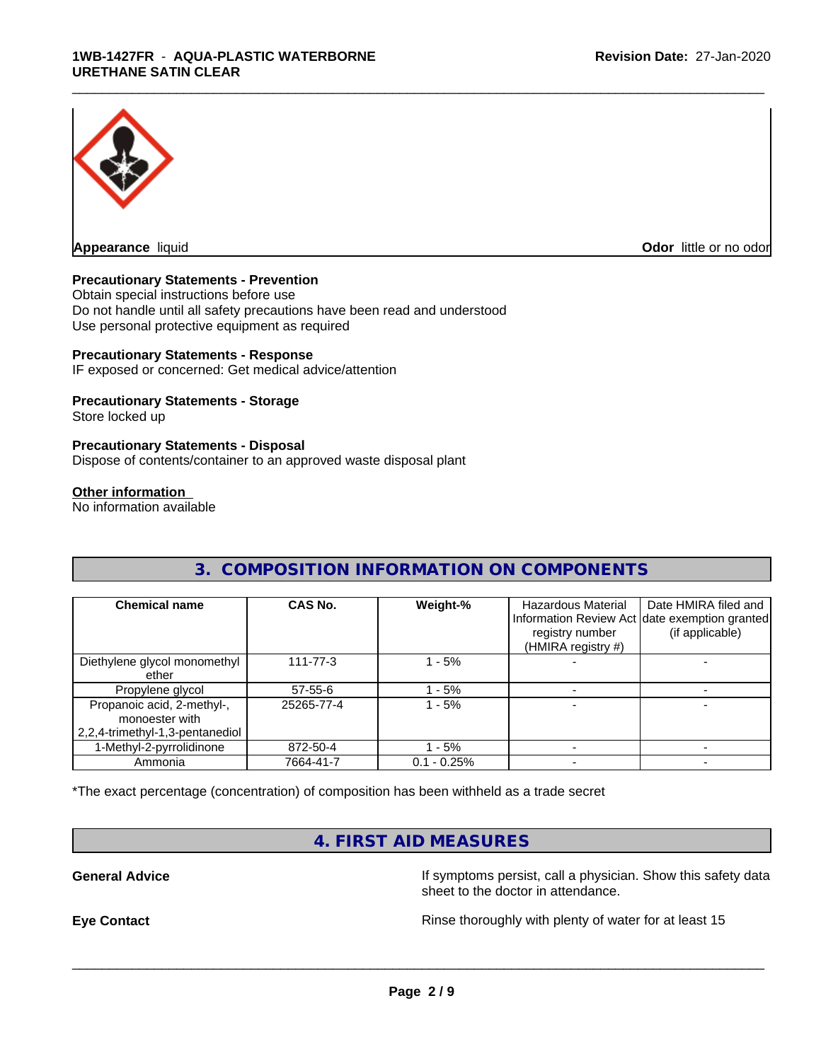**Appearance** liquid

**Odor** little or no odor

**Precautionary Statements - Prevention**

Obtain special instructions before use
Do not handle until all safety precautions have been read and understood
Use personal protective equipment as required

**Precautionary Statements - Response**

IF exposed or concerned: Get medical advice/attention

**Precautionary Statements - Storage**

Store locked up

**Precautionary Statements - Disposal**

Dispose of contents/container to an approved waste disposal plant

**Other information**

No information available

## 3. COMPOSITION INFORMATION ON COMPONENTS

| Chemical name | CAS No. | Weight-% | Hazardous Material Information Review Act registry number (HMIRA registry #) | Date HMIRA filed and date exemption granted (if applicable) |
|---|---|---|---|---|
| Diethylene glycol monomethyl ether | 111-77-3 | 1 - 5% | - | - |
| Propylene glycol | 57-55-6 | 1 - 5% | - | - |
| Propanoic acid, 2-methyl-, monoester with 2,2,4-trimethyl-1,3-pentanediol | 25265-77-4 | 1 - 5% | - | - |
| 1-Methyl-2-pyrrolidinone | 872-50-4 | 1 - 5% | - | - |
| Ammonia | 7664-41-7 | 0.1 - 0.25% | - | - |

*The exact percentage (concentration) of composition has been withheld as a trade secret

## 4. FIRST AID MEASURES

**General Advice**

If symptoms persist, call a physician. Show this safety data sheet to the doctor in attendance.

**Eye Contact**

Rinse thoroughly with plenty of water for at least 15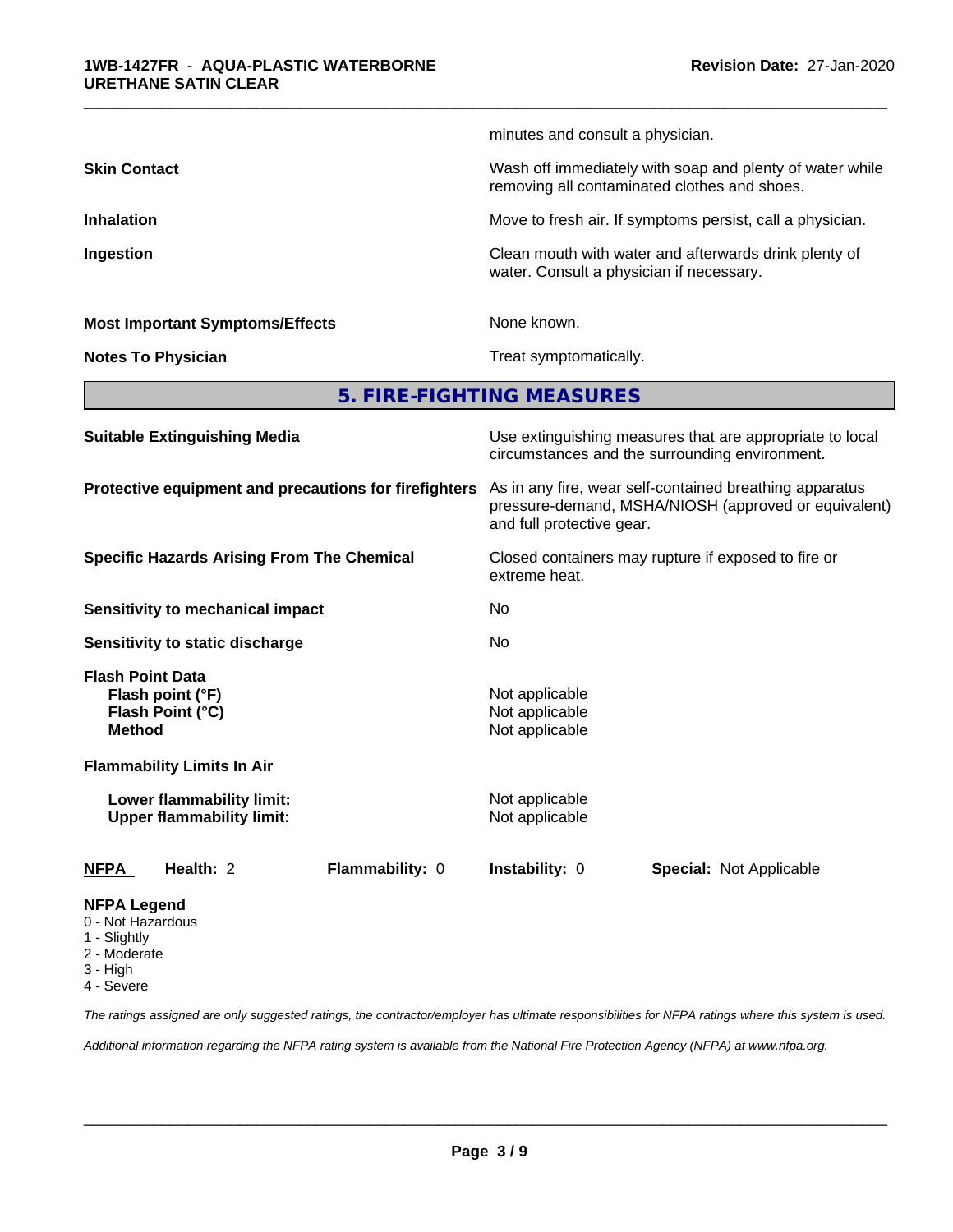| | |
|---|---|
| | minutes and consult a physician. |
| **Skin Contact** | Wash off immediately with soap and plenty of water while removing all contaminated clothes and shoes. |
| **Inhalation** | Move to fresh air. If symptoms persist, call a physician. |
| **Ingestion** | Clean mouth with water and afterwards drink plenty of water. Consult a physician if necessary. |
| **Most Important Symptoms/Effects** | None known. |
| **Notes To Physician** | Treat symptomatically. |

## 5. FIRE-FIGHTING MEASURES

| | |
|---|---|
| **Suitable Extinguishing Media** | Use extinguishing measures that are appropriate to local circumstances and the surrounding environment. |
| **Protective equipment and precautions for firefighters** | As in any fire, wear self-contained breathing apparatus pressure-demand, MSHA/NIOSH (approved or equivalent) and full protective gear. |
| **Specific Hazards Arising From The Chemical** | Closed containers may rupture if exposed to fire or extreme heat. |
| **Sensitivity to mechanical impact** | No |
| **Sensitivity to static discharge** | No |

**Flash Point Data**

| | |
|---|---|
| **Flash point (°F)** | Not applicable |
| **Flash Point (°C)** | Not applicable |
| **Method** | Not applicable |

**Flammability Limits In Air**

| | |
|---|---|
| **Lower flammability limit:** | Not applicable |
| **Upper flammability limit:** | Not applicable |

| **NFPA** | **Health:** 2 | **Flammability:** 0 | **Instability:** 0 | **Special:** Not Applicable |
|---|---|---|---|---|

**NFPA Legend**
- 0 - Not Hazardous
- 1 - Slightly
- 2 - Moderate
- 3 - High
- 4 - Severe

*The ratings assigned are only suggested ratings, the contractor/employer has ultimate responsibilities for NFPA ratings where this system is used.*

*Additional information regarding the NFPA rating system is available from the National Fire Protection Agency (NFPA) at www.nfpa.org.*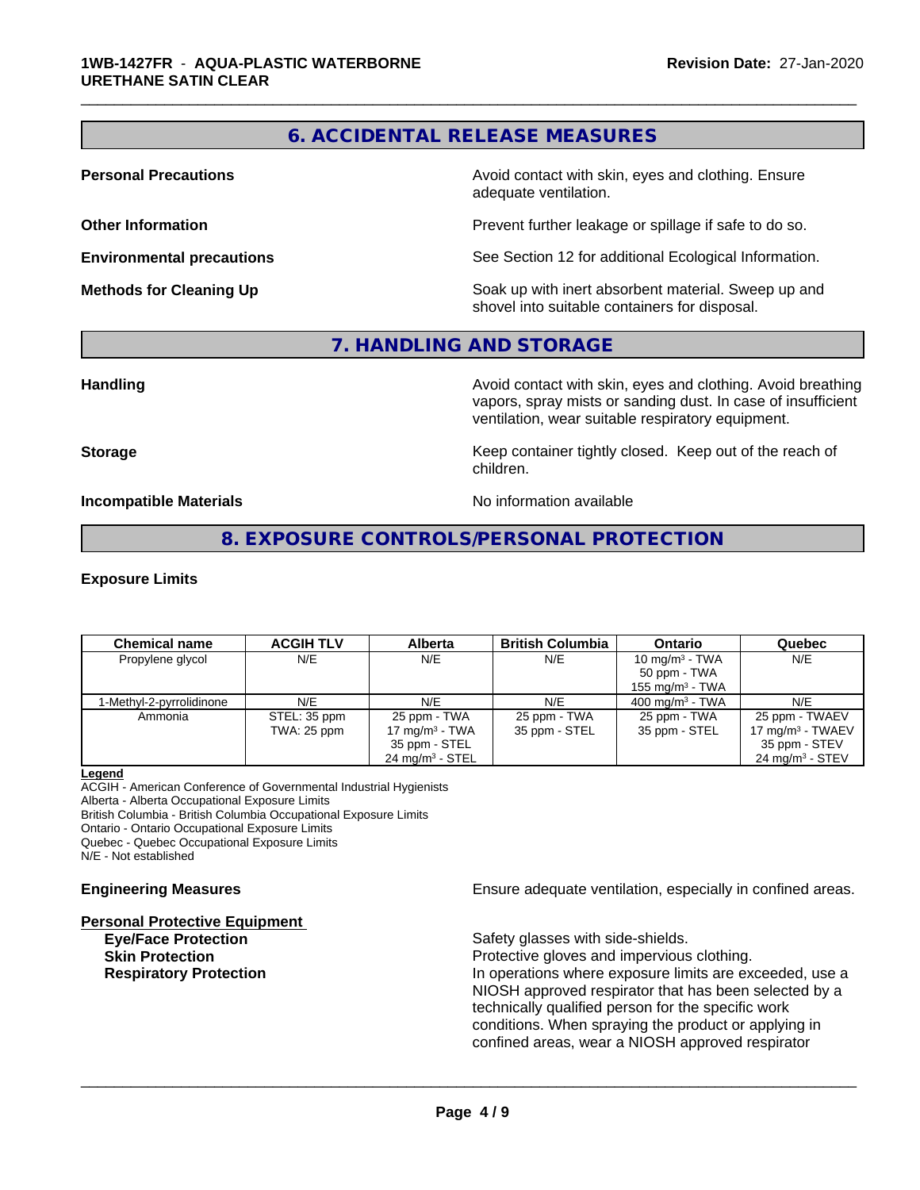## 6. ACCIDENTAL RELEASE MEASURES

**Personal Precautions** — Avoid contact with skin, eyes and clothing. Ensure adequate ventilation.

**Other Information** — Prevent further leakage or spillage if safe to do so.

**Environmental precautions** — See Section 12 for additional Ecological Information.

**Methods for Cleaning Up** — Soak up with inert absorbent material. Sweep up and shovel into suitable containers for disposal.

## 7. HANDLING AND STORAGE

**Handling** — Avoid contact with skin, eyes and clothing. Avoid breathing vapors, spray mists or sanding dust. In case of insufficient ventilation, wear suitable respiratory equipment.

**Storage** — Keep container tightly closed. Keep out of the reach of children.

**Incompatible Materials** — No information available

## 8. EXPOSURE CONTROLS/PERSONAL PROTECTION

**Exposure Limits**

| Chemical name | ACGIH TLV | Alberta | British Columbia | Ontario | Quebec |
|---|---|---|---|---|---|
| Propylene glycol | N/E | N/E | N/E | 10 mg/m³ - TWA<br>50 ppm - TWA<br>155 mg/m³ - TWA | N/E |
| 1-Methyl-2-pyrrolidinone | N/E | N/E | N/E | 400 mg/m³ - TWA | N/E |
| Ammonia | STEL: 35 ppm<br>TWA: 25 ppm | 25 ppm - TWA<br>17 mg/m³ - TWA<br>35 ppm - STEL<br>24 mg/m³ - STEL | 25 ppm - TWA<br>35 ppm - STEL | 25 ppm - TWA<br>35 ppm - STEL | 25 ppm - TWAEV<br>17 mg/m³ - TWAEV<br>35 ppm - STEV<br>24 mg/m³ - STEV |

**Legend**
ACGIH - American Conference of Governmental Industrial Hygienists
Alberta - Alberta Occupational Exposure Limits
British Columbia - British Columbia Occupational Exposure Limits
Ontario - Ontario Occupational Exposure Limits
Quebec - Quebec Occupational Exposure Limits
N/E - Not established

**Engineering Measures** — Ensure adequate ventilation, especially in confined areas.

**Personal Protective Equipment**

- **Eye/Face Protection** — Safety glasses with side-shields.
- **Skin Protection** — Protective gloves and impervious clothing.
- **Respiratory Protection** — In operations where exposure limits are exceeded, use a NIOSH approved respirator that has been selected by a technically qualified person for the specific work conditions. When spraying the product or applying in confined areas, wear a NIOSH approved respirator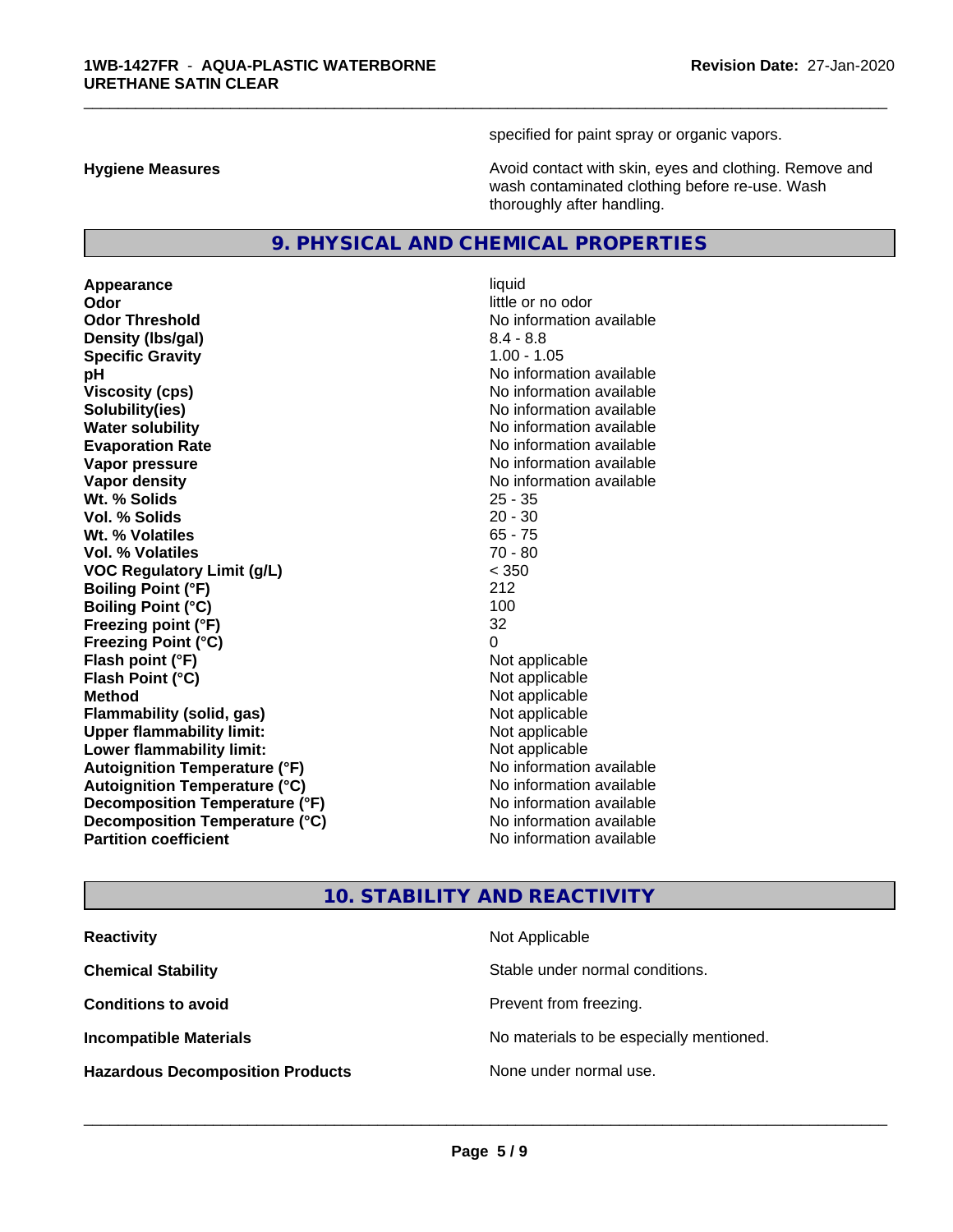specified for paint spray or organic vapors.

**Hygiene Measures** Avoid contact with skin, eyes and clothing. Remove and wash contaminated clothing before re-use. Wash thoroughly after handling.

## 9. PHYSICAL AND CHEMICAL PROPERTIES

| | |
|---|---|
| **Appearance** | liquid |
| **Odor** | little or no odor |
| **Odor Threshold** | No information available |
| **Density (lbs/gal)** | 8.4 - 8.8 |
| **Specific Gravity** | 1.00 - 1.05 |
| **pH** | No information available |
| **Viscosity (cps)** | No information available |
| **Solubility(ies)** | No information available |
| **Water solubility** | No information available |
| **Evaporation Rate** | No information available |
| **Vapor pressure** | No information available |
| **Vapor density** | No information available |
| **Wt. % Solids** | 25 - 35 |
| **Vol. % Solids** | 20 - 30 |
| **Wt. % Volatiles** | 65 - 75 |
| **Vol. % Volatiles** | 70 - 80 |
| **VOC Regulatory Limit (g/L)** | < 350 |
| **Boiling Point (°F)** | 212 |
| **Boiling Point (°C)** | 100 |
| **Freezing point (°F)** | 32 |
| **Freezing Point (°C)** | 0 |
| **Flash point (°F)** | Not applicable |
| **Flash Point (°C)** | Not applicable |
| **Method** | Not applicable |
| **Flammability (solid, gas)** | Not applicable |
| **Upper flammability limit:** | Not applicable |
| **Lower flammability limit:** | Not applicable |
| **Autoignition Temperature (°F)** | No information available |
| **Autoignition Temperature (°C)** | No information available |
| **Decomposition Temperature (°F)** | No information available |
| **Decomposition Temperature (°C)** | No information available |
| **Partition coefficient** | No information available |

## 10. STABILITY AND REACTIVITY

| | |
|---|---|
| **Reactivity** | Not Applicable |
| **Chemical Stability** | Stable under normal conditions. |
| **Conditions to avoid** | Prevent from freezing. |
| **Incompatible Materials** | No materials to be especially mentioned. |
| **Hazardous Decomposition Products** | None under normal use. |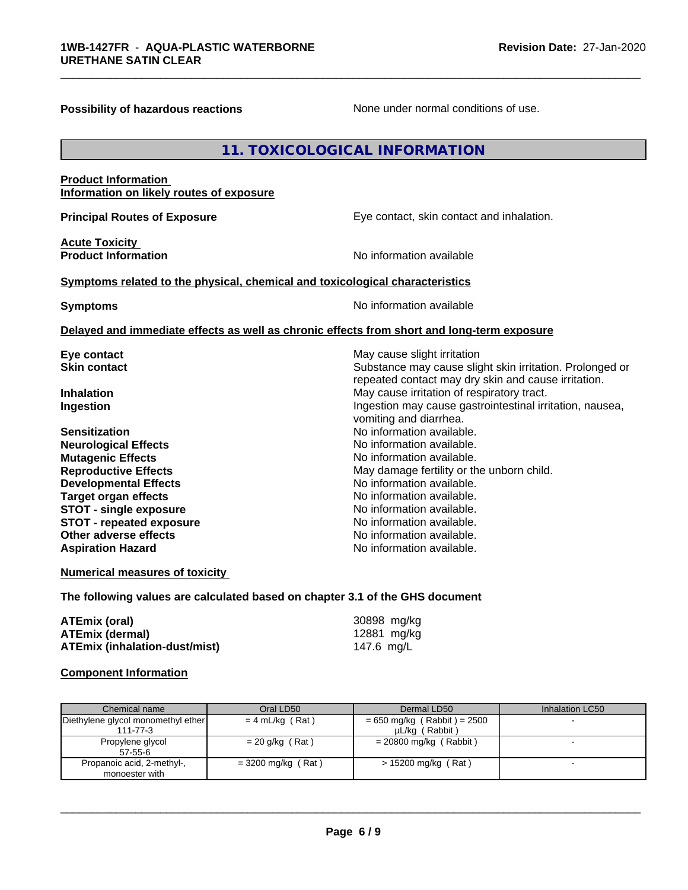**Possibility of hazardous reactions** None under normal conditions of use.

## 11. TOXICOLOGICAL INFORMATION

**Product Information**
**Information on likely routes of exposure**

**Principal Routes of Exposure** Eye contact, skin contact and inhalation.

**Acute Toxicity**
**Product Information** No information available

**Symptoms related to the physical, chemical and toxicological characteristics**

**Symptoms** No information available

**Delayed and immediate effects as well as chronic effects from short and long-term exposure**

**Eye contact** May cause slight irritation
**Skin contact** Substance may cause slight skin irritation. Prolonged or repeated contact may dry skin and cause irritation.
**Inhalation** May cause irritation of respiratory tract.
**Ingestion** Ingestion may cause gastrointestinal irritation, nausea, vomiting and diarrhea.
**Sensitization** No information available.
**Neurological Effects** No information available.
**Mutagenic Effects** No information available.
**Reproductive Effects** May damage fertility or the unborn child.
**Developmental Effects** No information available.
**Target organ effects** No information available.
**STOT - single exposure** No information available.
**STOT - repeated exposure** No information available.
**Other adverse effects** No information available.
**Aspiration Hazard** No information available.

**Numerical measures of toxicity**

**The following values are calculated based on chapter 3.1 of the GHS document**

**ATEmix (oral)** 30898 mg/kg
**ATEmix (dermal)** 12881 mg/kg
**ATEmix (inhalation-dust/mist)** 147.6 mg/L

**Component Information**

| Chemical name | Oral LD50 | Dermal LD50 | Inhalation LC50 |
|---|---|---|---|
| Diethylene glycol monomethyl ether 111-77-3 | = 4 mL/kg ( Rat ) | = 650 mg/kg ( Rabbit ) = 2500 µL/kg ( Rabbit ) | - |
| Propylene glycol 57-55-6 | = 20 g/kg ( Rat ) | = 20800 mg/kg ( Rabbit ) | - |
| Propanoic acid, 2-methyl-, monoester with | = 3200 mg/kg ( Rat ) | > 15200 mg/kg ( Rat ) | - |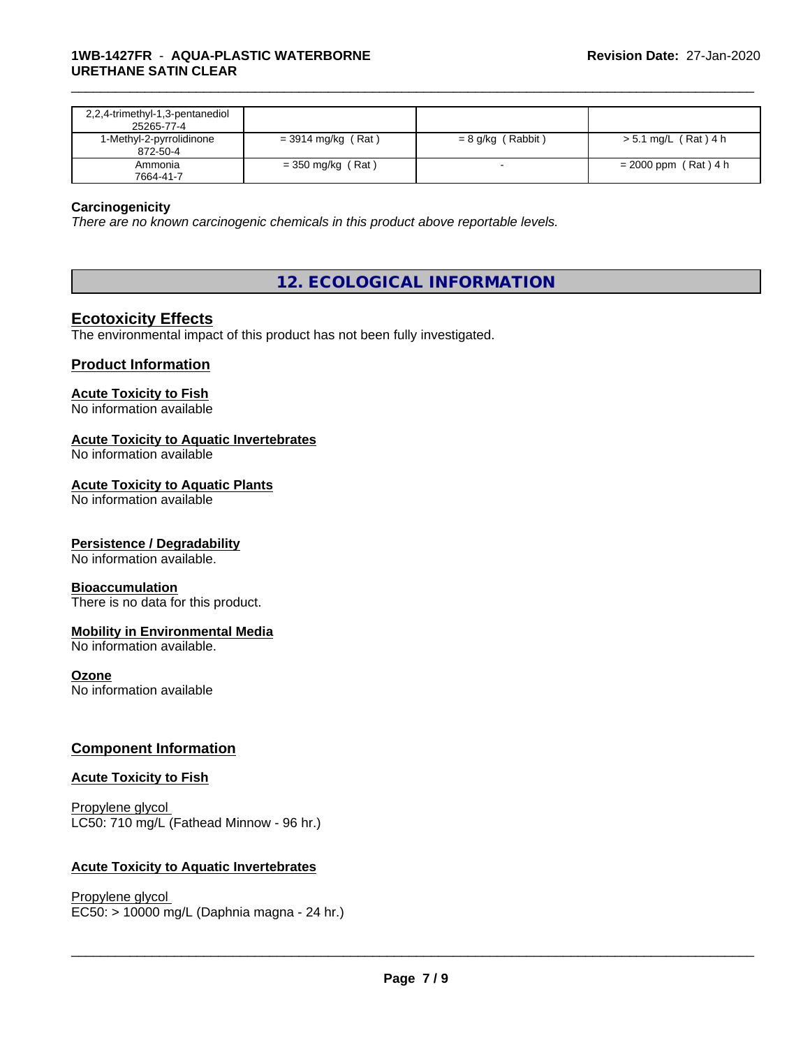| | | | |
|---|---|---|---|
| 2,2,4-trimethyl-1,3-pentanediol 25265-77-4 | | | |
| 1-Methyl-2-pyrrolidinone 872-50-4 | = 3914 mg/kg ( Rat ) | = 8 g/kg ( Rabbit ) | > 5.1 mg/L ( Rat ) 4 h |
| Ammonia 7664-41-7 | = 350 mg/kg ( Rat ) | - | = 2000 ppm ( Rat ) 4 h |

**Carcinogenicity**

*There are no known carcinogenic chemicals in this product above reportable levels.*

## 12. ECOLOGICAL INFORMATION

### Ecotoxicity Effects

The environmental impact of this product has not been fully investigated.

### Product Information

**Acute Toxicity to Fish**

No information available

**Acute Toxicity to Aquatic Invertebrates**

No information available

**Acute Toxicity to Aquatic Plants**

No information available

**Persistence / Degradability**

No information available.

**Bioaccumulation**

There is no data for this product.

**Mobility in Environmental Media**

No information available.

**Ozone**

No information available

### Component Information

**Acute Toxicity to Fish**

Propylene glycol
LC50: 710 mg/L (Fathead Minnow - 96 hr.)

**Acute Toxicity to Aquatic Invertebrates**

Propylene glycol
EC50: > 10000 mg/L (Daphnia magna - 24 hr.)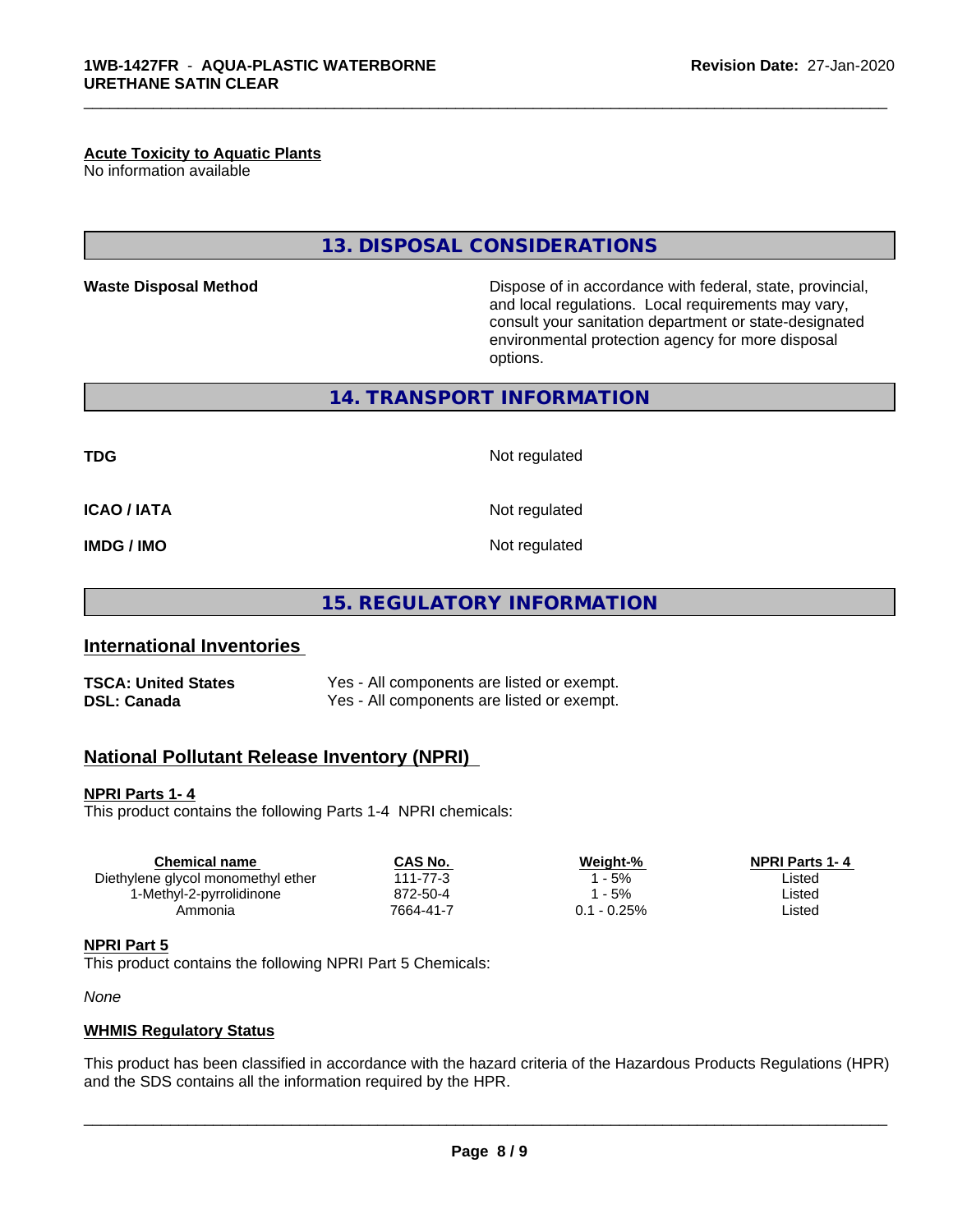#### Acute Toxicity to Aquatic Plants

No information available

## 13. DISPOSAL CONSIDERATIONS

**Waste Disposal Method** Dispose of in accordance with federal, state, provincial, and local regulations. Local requirements may vary, consult your sanitation department or state-designated environmental protection agency for more disposal options.

## 14. TRANSPORT INFORMATION

| | |
|---|---|
| **TDG** | Not regulated |
| **ICAO / IATA** | Not regulated |
| **IMDG / IMO** | Not regulated |

## 15. REGULATORY INFORMATION

### International Inventories

| | |
|---|---|
| **TSCA: United States** | Yes - All components are listed or exempt. |
| **DSL: Canada** | Yes - All components are listed or exempt. |

### National Pollutant Release Inventory (NPRI)

#### NPRI Parts 1- 4

This product contains the following Parts 1-4 NPRI chemicals:

| Chemical name | CAS No. | Weight-% | NPRI Parts 1- 4 |
|---|---|---|---|
| Diethylene glycol monomethyl ether | 111-77-3 | 1 - 5% | Listed |
| 1-Methyl-2-pyrrolidinone | 872-50-4 | 1 - 5% | Listed |
| Ammonia | 7664-41-7 | 0.1 - 0.25% | Listed |

#### NPRI Part 5

This product contains the following NPRI Part 5 Chemicals:

*None*

#### WHMIS Regulatory Status

This product has been classified in accordance with the hazard criteria of the Hazardous Products Regulations (HPR) and the SDS contains all the information required by the HPR.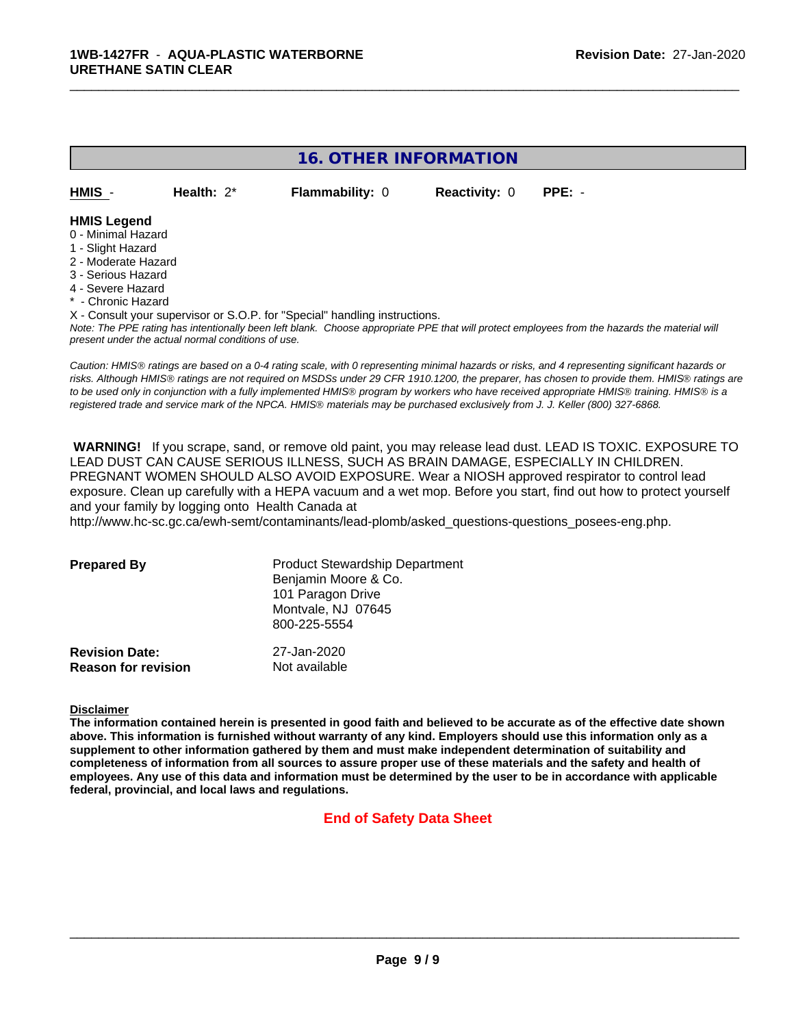## 16. OTHER INFORMATION

| HMIS - | Health: 2* | Flammability: 0 | Reactivity: 0 | PPE: - |
|---|---|---|---|---|

**HMIS Legend**

0 - Minimal Hazard
1 - Slight Hazard
2 - Moderate Hazard
3 - Serious Hazard
4 - Severe Hazard
* - Chronic Hazard
X - Consult your supervisor or S.O.P. for "Special" handling instructions.

*Note: The PPE rating has intentionally been left blank. Choose appropriate PPE that will protect employees from the hazards the material will present under the actual normal conditions of use.*

*Caution: HMIS® ratings are based on a 0-4 rating scale, with 0 representing minimal hazards or risks, and 4 representing significant hazards or risks. Although HMIS® ratings are not required on MSDSs under 29 CFR 1910.1200, the preparer, has chosen to provide them. HMIS® ratings are to be used only in conjunction with a fully implemented HMIS® program by workers who have received appropriate HMIS® training. HMIS® is a registered trade and service mark of the NPCA. HMIS® materials may be purchased exclusively from J. J. Keller (800) 327-6868.*

**WARNING!** If you scrape, sand, or remove old paint, you may release lead dust. LEAD IS TOXIC. EXPOSURE TO LEAD DUST CAN CAUSE SERIOUS ILLNESS, SUCH AS BRAIN DAMAGE, ESPECIALLY IN CHILDREN. PREGNANT WOMEN SHOULD ALSO AVOID EXPOSURE. Wear a NIOSH approved respirator to control lead exposure. Clean up carefully with a HEPA vacuum and a wet mop. Before you start, find out how to protect yourself and your family by logging onto Health Canada at http://www.hc-sc.gc.ca/ewh-semt/contaminants/lead-plomb/asked_questions-questions_posees-eng.php.

**Prepared By**

Product Stewardship Department
Benjamin Moore & Co.
101 Paragon Drive
Montvale, NJ 07645
800-225-5554

**Revision Date:** 27-Jan-2020
**Reason for revision** Not available

**Disclaimer**

**The information contained herein is presented in good faith and believed to be accurate as of the effective date shown above. This information is furnished without warranty of any kind. Employers should use this information only as a supplement to other information gathered by them and must make independent determination of suitability and completeness of information from all sources to assure proper use of these materials and the safety and health of employees. Any use of this data and information must be determined by the user to be in accordance with applicable federal, provincial, and local laws and regulations.**

**End of Safety Data Sheet**